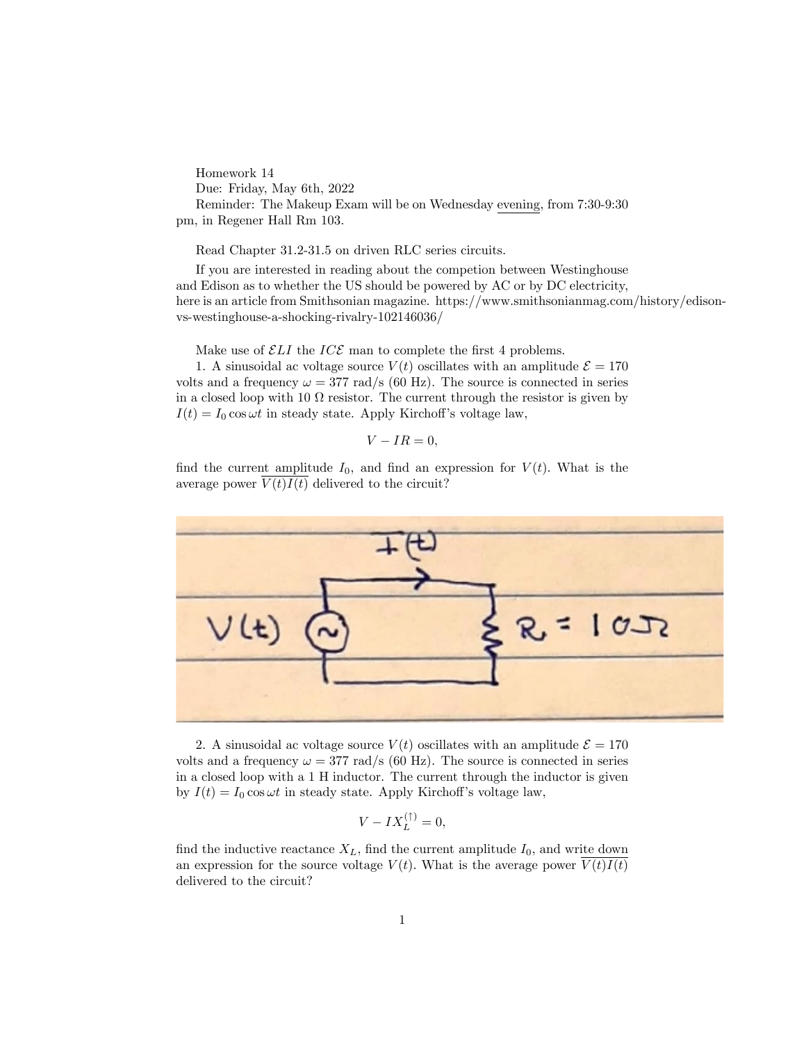Homework 14

Due: Friday, May 6th, 2022

Reminder: The Makeup Exam will be on Wednesday evening, from 7:30-9:30 pm, in Regener Hall Rm 103.

Read Chapter 31.2-31.5 on driven RLC series circuits.

If you are interested in reading about the competion between Westinghouse and Edison as to whether the US should be powered by AC or by DC electricity, here is an article from Smithsonian magazine. https://www.smithsonianmag.com/history/edison-vs-westinghouse-a-shocking-rivalry-102146036/

Make use of $\mathcal{E}LI$ the $IC\mathcal{E}$ man to complete the first 4 problems.

1. A sinusoidal ac voltage source $V(t)$ oscillates with an amplitude $\mathcal{E} = 170$ volts and a frequency $\omega = 377$ rad/s (60 Hz). The source is connected in series in a closed loop with 10 $\Omega$ resistor. The current through the resistor is given by $I(t) = I_0 \cos \omega t$ in steady state. Apply Kirchoff's voltage law,

$$V - IR = 0,$$

find the current amplitude $I_0$, and find an expression for $V(t)$. What is the average power $\overline{V(t)I(t)}$ delivered to the circuit?

2. A sinusoidal ac voltage source $V(t)$ oscillates with an amplitude $\mathcal{E} = 170$ volts and a frequency $\omega = 377$ rad/s (60 Hz). The source is connected in series in a closed loop with a 1 H inductor. The current through the inductor is given by $I(t) = I_0 \cos \omega t$ in steady state. Apply Kirchoff's voltage law,

$$V - IX_L^{(\uparrow)} = 0,$$

find the inductive reactance $X_L$, find the current amplitude $I_0$, and write down an expression for the source voltage $V(t)$. What is the average power $\overline{V(t)I(t)}$ delivered to the circuit?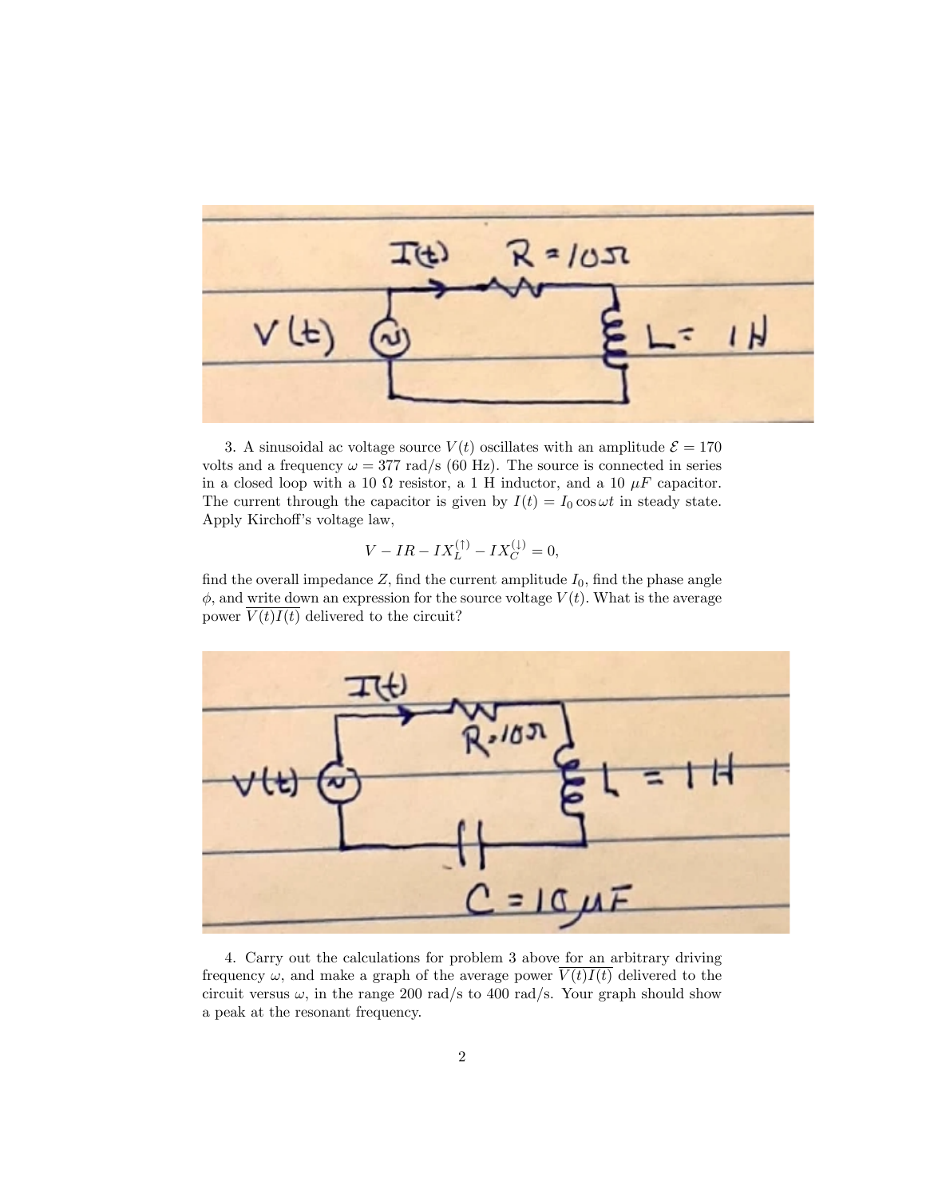3. A sinusoidal ac voltage source $V(t)$ oscillates with an amplitude $\mathcal{E} = 170$ volts and a frequency $\omega = 377$ rad/s (60 Hz). The source is connected in series in a closed loop with a 10 $\Omega$ resistor, a 1 H inductor, and a 10 $\mu F$ capacitor. The current through the capacitor is given by $I(t) = I_0 \cos \omega t$ in steady state. Apply Kirchoff's voltage law,

$$V - IR - IX_L^{(\uparrow)} - IX_C^{(\downarrow)} = 0,$$

find the overall impedance $Z$, find the current amplitude $I_0$, find the phase angle $\phi$, and write down an expression for the source voltage $V(t)$. What is the average power $\overline{V(t)I(t)}$ delivered to the circuit?

4. Carry out the calculations for problem 3 above for an arbitrary driving frequency $\omega$, and make a graph of the average power $\overline{V(t)I(t)}$ delivered to the circuit versus $\omega$, in the range 200 rad/s to 400 rad/s. Your graph should show a peak at the resonant frequency.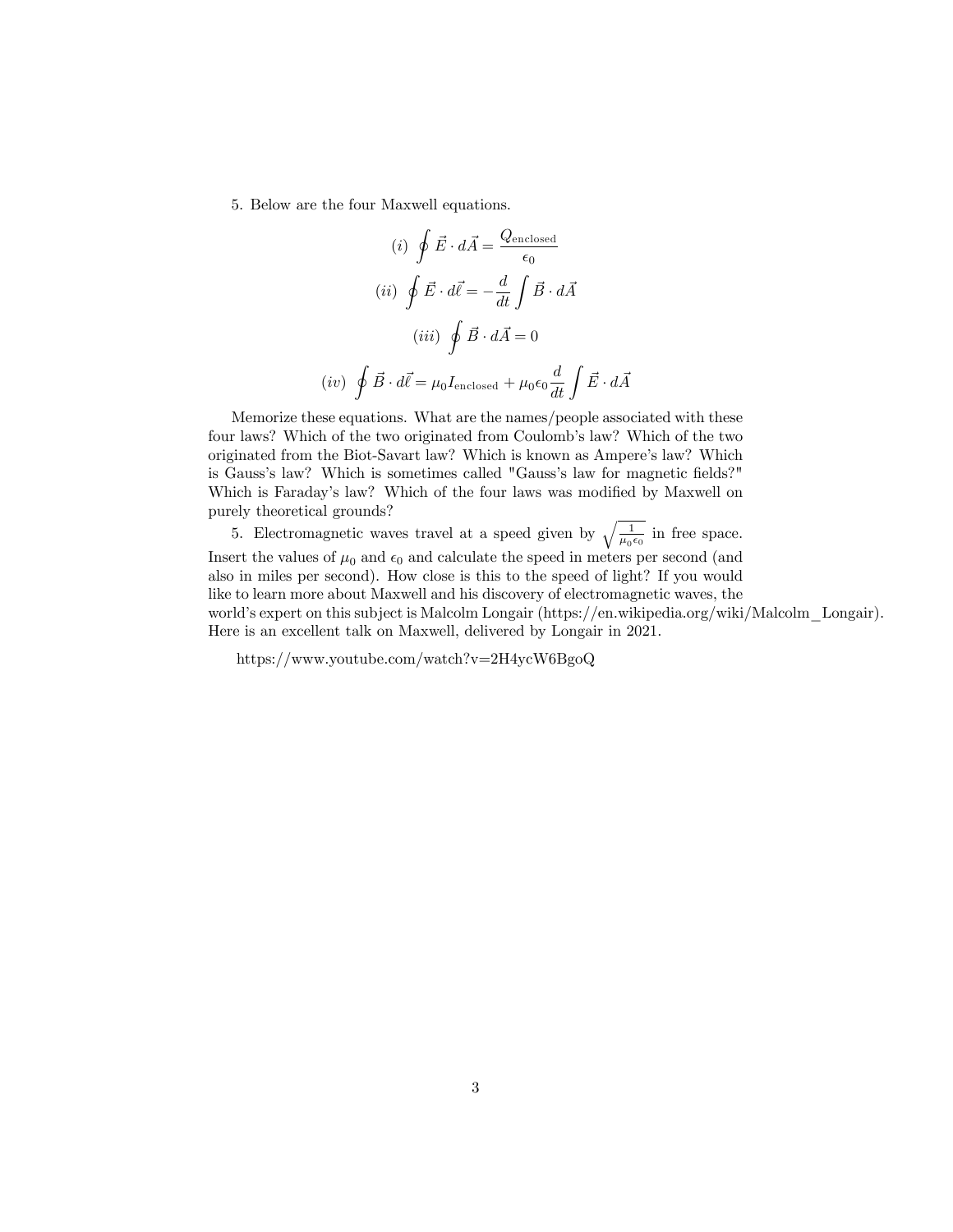5. Below are the four Maxwell equations.

$$(i)\ \oint \vec{E} \cdot d\vec{A} = \frac{Q_{\text{enclosed}}}{\epsilon_0}$$

$$(ii)\ \oint \vec{E} \cdot d\vec{\ell} = -\frac{d}{dt} \int \vec{B} \cdot d\vec{A}$$

$$(iii)\ \oint \vec{B} \cdot d\vec{A} = 0$$

$$(iv)\ \oint \vec{B} \cdot d\vec{\ell} = \mu_0 I_{\text{enclosed}} + \mu_0 \epsilon_0 \frac{d}{dt} \int \vec{E} \cdot d\vec{A}$$

Memorize these equations. What are the names/people associated with these four laws? Which of the two originated from Coulomb's law? Which of the two originated from the Biot-Savart law? Which is known as Ampere's law? Which is Gauss's law? Which is sometimes called "Gauss's law for magnetic fields?" Which is Faraday's law? Which of the four laws was modified by Maxwell on purely theoretical grounds?

5. Electromagnetic waves travel at a speed given by $\sqrt{\frac{1}{\mu_0 \epsilon_0}}$ in free space. Insert the values of $\mu_0$ and $\epsilon_0$ and calculate the speed in meters per second (and also in miles per second). How close is this to the speed of light? If you would like to learn more about Maxwell and his discovery of electromagnetic waves, the world's expert on this subject is Malcolm Longair (https://en.wikipedia.org/wiki/Malcolm_Longair). Here is an excellent talk on Maxwell, delivered by Longair in 2021.

https://www.youtube.com/watch?v=2H4ycW6BgoQ